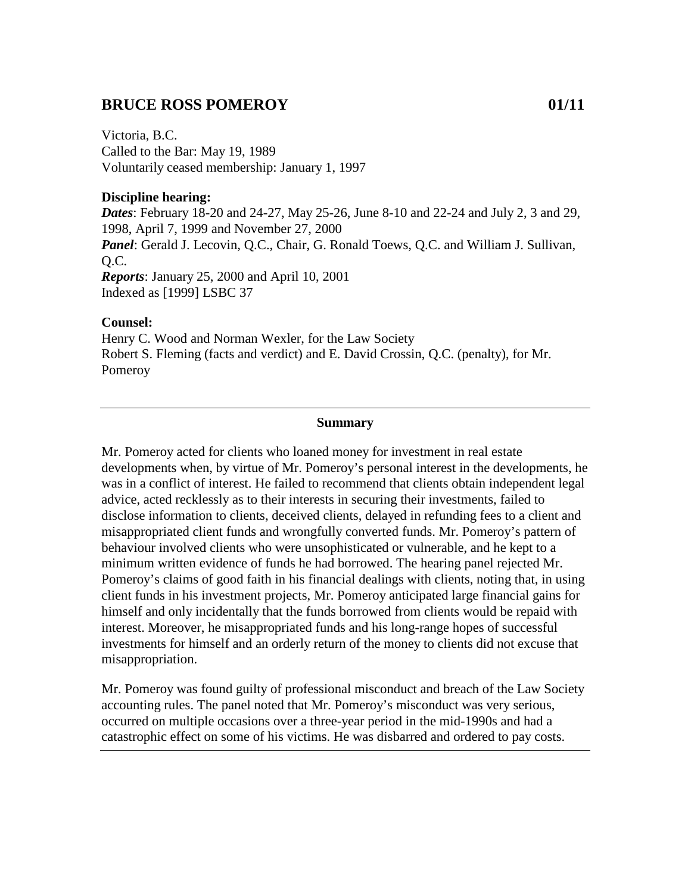# BRUCE ROSS POMEROY 01/11

Victoria, B.C.
Called to the Bar: May 19, 1989
Voluntarily ceased membership: January 1, 1997

**Discipline hearing:**
***Dates***: February 18-20 and 24-27, May 25-26, June 8-10 and 22-24 and July 2, 3 and 29, 1998, April 7, 1999 and November 27, 2000
***Panel***: Gerald J. Lecovin, Q.C., Chair, G. Ronald Toews, Q.C. and William J. Sullivan, Q.C.
***Reports***: January 25, 2000 and April 10, 2001
Indexed as [1999] LSBC 37

**Counsel:**
Henry C. Wood and Norman Wexler, for the Law Society
Robert S. Fleming (facts and verdict) and E. David Crossin, Q.C. (penalty), for Mr. Pomeroy

---

**Summary**

Mr. Pomeroy acted for clients who loaned money for investment in real estate developments when, by virtue of Mr. Pomeroy's personal interest in the developments, he was in a conflict of interest. He failed to recommend that clients obtain independent legal advice, acted recklessly as to their interests in securing their investments, failed to disclose information to clients, deceived clients, delayed in refunding fees to a client and misappropriated client funds and wrongfully converted funds. Mr. Pomeroy's pattern of behaviour involved clients who were unsophisticated or vulnerable, and he kept to a minimum written evidence of funds he had borrowed. The hearing panel rejected Mr. Pomeroy's claims of good faith in his financial dealings with clients, noting that, in using client funds in his investment projects, Mr. Pomeroy anticipated large financial gains for himself and only incidentally that the funds borrowed from clients would be repaid with interest. Moreover, he misappropriated funds and his long-range hopes of successful investments for himself and an orderly return of the money to clients did not excuse that misappropriation.

Mr. Pomeroy was found guilty of professional misconduct and breach of the Law Society accounting rules. The panel noted that Mr. Pomeroy's misconduct was very serious, occurred on multiple occasions over a three-year period in the mid-1990s and had a catastrophic effect on some of his victims. He was disbarred and ordered to pay costs.

---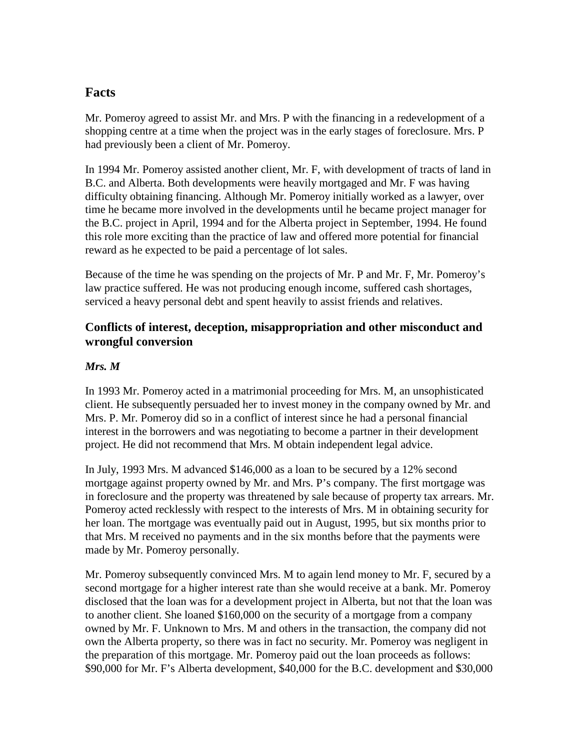## Facts

Mr. Pomeroy agreed to assist Mr. and Mrs. P with the financing in a redevelopment of a shopping centre at a time when the project was in the early stages of foreclosure. Mrs. P had previously been a client of Mr. Pomeroy.

In 1994 Mr. Pomeroy assisted another client, Mr. F, with development of tracts of land in B.C. and Alberta. Both developments were heavily mortgaged and Mr. F was having difficulty obtaining financing. Although Mr. Pomeroy initially worked as a lawyer, over time he became more involved in the developments until he became project manager for the B.C. project in April, 1994 and for the Alberta project in September, 1994. He found this role more exciting than the practice of law and offered more potential for financial reward as he expected to be paid a percentage of lot sales.

Because of the time he was spending on the projects of Mr. P and Mr. F, Mr. Pomeroy's law practice suffered. He was not producing enough income, suffered cash shortages, serviced a heavy personal debt and spent heavily to assist friends and relatives.

### Conflicts of interest, deception, misappropriation and other misconduct and wrongful conversion

#### *Mrs. M*

In 1993 Mr. Pomeroy acted in a matrimonial proceeding for Mrs. M, an unsophisticated client. He subsequently persuaded her to invest money in the company owned by Mr. and Mrs. P. Mr. Pomeroy did so in a conflict of interest since he had a personal financial interest in the borrowers and was negotiating to become a partner in their development project. He did not recommend that Mrs. M obtain independent legal advice.

In July, 1993 Mrs. M advanced $146,000 as a loan to be secured by a 12% second mortgage against property owned by Mr. and Mrs. P's company. The first mortgage was in foreclosure and the property was threatened by sale because of property tax arrears. Mr. Pomeroy acted recklessly with respect to the interests of Mrs. M in obtaining security for her loan. The mortgage was eventually paid out in August, 1995, but six months prior to that Mrs. M received no payments and in the six months before that the payments were made by Mr. Pomeroy personally.

Mr. Pomeroy subsequently convinced Mrs. M to again lend money to Mr. F, secured by a second mortgage for a higher interest rate than she would receive at a bank. Mr. Pomeroy disclosed that the loan was for a development project in Alberta, but not that the loan was to another client. She loaned $160,000 on the security of a mortgage from a company owned by Mr. F. Unknown to Mrs. M and others in the transaction, the company did not own the Alberta property, so there was in fact no security. Mr. Pomeroy was negligent in the preparation of this mortgage. Mr. Pomeroy paid out the loan proceeds as follows: $90,000 for Mr. F's Alberta development, $40,000 for the B.C. development and $30,000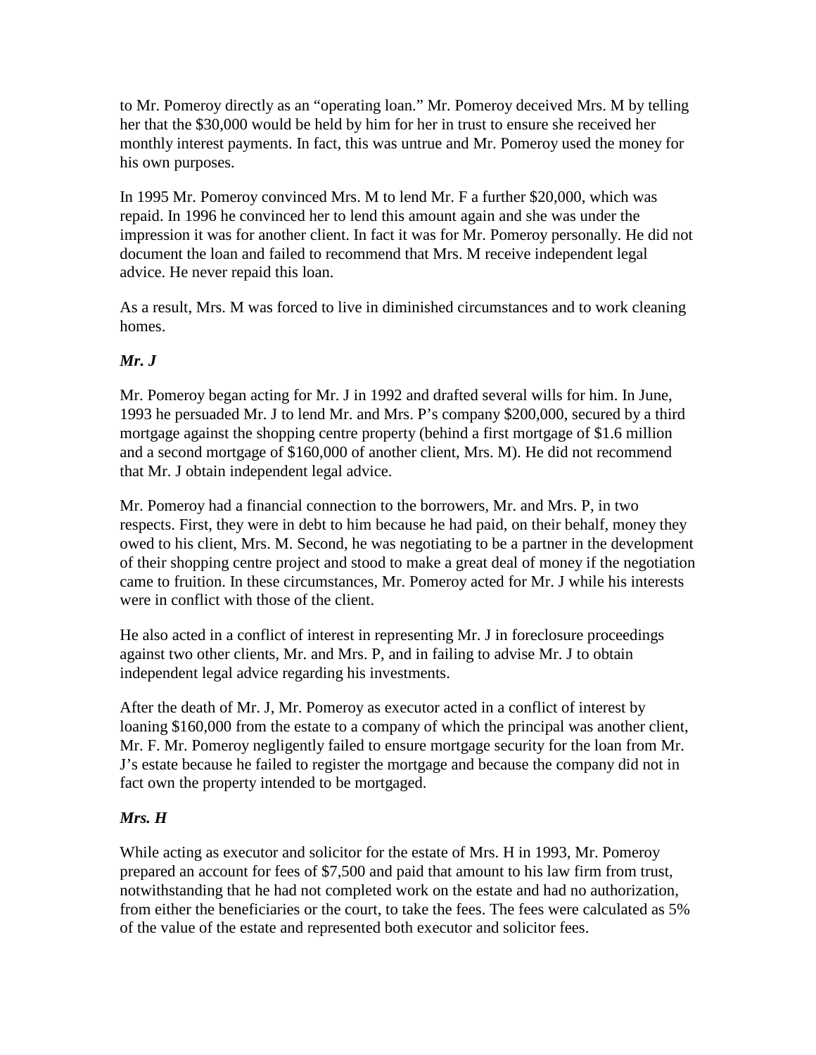to Mr. Pomeroy directly as an “operating loan.” Mr. Pomeroy deceived Mrs. M by telling her that the $30,000 would be held by him for her in trust to ensure she received her monthly interest payments. In fact, this was untrue and Mr. Pomeroy used the money for his own purposes.

In 1995 Mr. Pomeroy convinced Mrs. M to lend Mr. F a further $20,000, which was repaid. In 1996 he convinced her to lend this amount again and she was under the impression it was for another client. In fact it was for Mr. Pomeroy personally. He did not document the loan and failed to recommend that Mrs. M receive independent legal advice. He never repaid this loan.

As a result, Mrs. M was forced to live in diminished circumstances and to work cleaning homes.

***Mr. J***

Mr. Pomeroy began acting for Mr. J in 1992 and drafted several wills for him. In June, 1993 he persuaded Mr. J to lend Mr. and Mrs. P’s company $200,000, secured by a third mortgage against the shopping centre property (behind a first mortgage of $1.6 million and a second mortgage of $160,000 of another client, Mrs. M). He did not recommend that Mr. J obtain independent legal advice.

Mr. Pomeroy had a financial connection to the borrowers, Mr. and Mrs. P, in two respects. First, they were in debt to him because he had paid, on their behalf, money they owed to his client, Mrs. M. Second, he was negotiating to be a partner in the development of their shopping centre project and stood to make a great deal of money if the negotiation came to fruition. In these circumstances, Mr. Pomeroy acted for Mr. J while his interests were in conflict with those of the client.

He also acted in a conflict of interest in representing Mr. J in foreclosure proceedings against two other clients, Mr. and Mrs. P, and in failing to advise Mr. J to obtain independent legal advice regarding his investments.

After the death of Mr. J, Mr. Pomeroy as executor acted in a conflict of interest by loaning $160,000 from the estate to a company of which the principal was another client, Mr. F. Mr. Pomeroy negligently failed to ensure mortgage security for the loan from Mr. J’s estate because he failed to register the mortgage and because the company did not in fact own the property intended to be mortgaged.

***Mrs. H***

While acting as executor and solicitor for the estate of Mrs. H in 1993, Mr. Pomeroy prepared an account for fees of $7,500 and paid that amount to his law firm from trust, notwithstanding that he had not completed work on the estate and had no authorization, from either the beneficiaries or the court, to take the fees. The fees were calculated as 5% of the value of the estate and represented both executor and solicitor fees.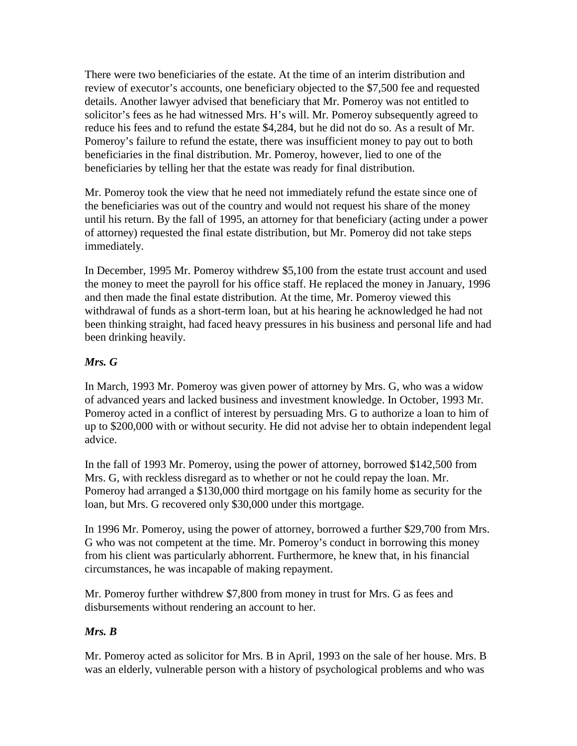There were two beneficiaries of the estate. At the time of an interim distribution and review of executor's accounts, one beneficiary objected to the $7,500 fee and requested details. Another lawyer advised that beneficiary that Mr. Pomeroy was not entitled to solicitor's fees as he had witnessed Mrs. H's will. Mr. Pomeroy subsequently agreed to reduce his fees and to refund the estate $4,284, but he did not do so. As a result of Mr. Pomeroy's failure to refund the estate, there was insufficient money to pay out to both beneficiaries in the final distribution. Mr. Pomeroy, however, lied to one of the beneficiaries by telling her that the estate was ready for final distribution.

Mr. Pomeroy took the view that he need not immediately refund the estate since one of the beneficiaries was out of the country and would not request his share of the money until his return. By the fall of 1995, an attorney for that beneficiary (acting under a power of attorney) requested the final estate distribution, but Mr. Pomeroy did not take steps immediately.

In December, 1995 Mr. Pomeroy withdrew $5,100 from the estate trust account and used the money to meet the payroll for his office staff. He replaced the money in January, 1996 and then made the final estate distribution. At the time, Mr. Pomeroy viewed this withdrawal of funds as a short-term loan, but at his hearing he acknowledged he had not been thinking straight, had faced heavy pressures in his business and personal life and had been drinking heavily.

### *Mrs. G*

In March, 1993 Mr. Pomeroy was given power of attorney by Mrs. G, who was a widow of advanced years and lacked business and investment knowledge. In October, 1993 Mr. Pomeroy acted in a conflict of interest by persuading Mrs. G to authorize a loan to him of up to $200,000 with or without security. He did not advise her to obtain independent legal advice.

In the fall of 1993 Mr. Pomeroy, using the power of attorney, borrowed $142,500 from Mrs. G, with reckless disregard as to whether or not he could repay the loan. Mr. Pomeroy had arranged a $130,000 third mortgage on his family home as security for the loan, but Mrs. G recovered only $30,000 under this mortgage.

In 1996 Mr. Pomeroy, using the power of attorney, borrowed a further $29,700 from Mrs. G who was not competent at the time. Mr. Pomeroy's conduct in borrowing this money from his client was particularly abhorrent. Furthermore, he knew that, in his financial circumstances, he was incapable of making repayment.

Mr. Pomeroy further withdrew $7,800 from money in trust for Mrs. G as fees and disbursements without rendering an account to her.

### *Mrs. B*

Mr. Pomeroy acted as solicitor for Mrs. B in April, 1993 on the sale of her house. Mrs. B was an elderly, vulnerable person with a history of psychological problems and who was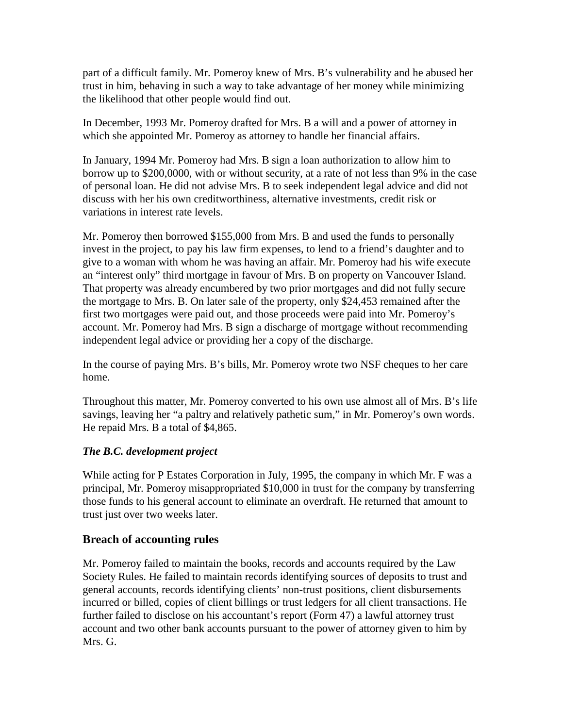part of a difficult family. Mr. Pomeroy knew of Mrs. B's vulnerability and he abused her trust in him, behaving in such a way to take advantage of her money while minimizing the likelihood that other people would find out.

In December, 1993 Mr. Pomeroy drafted for Mrs. B a will and a power of attorney in which she appointed Mr. Pomeroy as attorney to handle her financial affairs.

In January, 1994 Mr. Pomeroy had Mrs. B sign a loan authorization to allow him to borrow up to $200,0000, with or without security, at a rate of not less than 9% in the case of personal loan. He did not advise Mrs. B to seek independent legal advice and did not discuss with her his own creditworthiness, alternative investments, credit risk or variations in interest rate levels.

Mr. Pomeroy then borrowed $155,000 from Mrs. B and used the funds to personally invest in the project, to pay his law firm expenses, to lend to a friend's daughter and to give to a woman with whom he was having an affair. Mr. Pomeroy had his wife execute an "interest only" third mortgage in favour of Mrs. B on property on Vancouver Island. That property was already encumbered by two prior mortgages and did not fully secure the mortgage to Mrs. B. On later sale of the property, only $24,453 remained after the first two mortgages were paid out, and those proceeds were paid into Mr. Pomeroy's account. Mr. Pomeroy had Mrs. B sign a discharge of mortgage without recommending independent legal advice or providing her a copy of the discharge.

In the course of paying Mrs. B's bills, Mr. Pomeroy wrote two NSF cheques to her care home.

Throughout this matter, Mr. Pomeroy converted to his own use almost all of Mrs. B's life savings, leaving her "a paltry and relatively pathetic sum," in Mr. Pomeroy's own words. He repaid Mrs. B a total of $4,865.

***The B.C. development project***

While acting for P Estates Corporation in July, 1995, the company in which Mr. F was a principal, Mr. Pomeroy misappropriated $10,000 in trust for the company by transferring those funds to his general account to eliminate an overdraft. He returned that amount to trust just over two weeks later.

## Breach of accounting rules

Mr. Pomeroy failed to maintain the books, records and accounts required by the Law Society Rules. He failed to maintain records identifying sources of deposits to trust and general accounts, records identifying clients' non-trust positions, client disbursements incurred or billed, copies of client billings or trust ledgers for all client transactions. He further failed to disclose on his accountant's report (Form 47) a lawful attorney trust account and two other bank accounts pursuant to the power of attorney given to him by Mrs. G.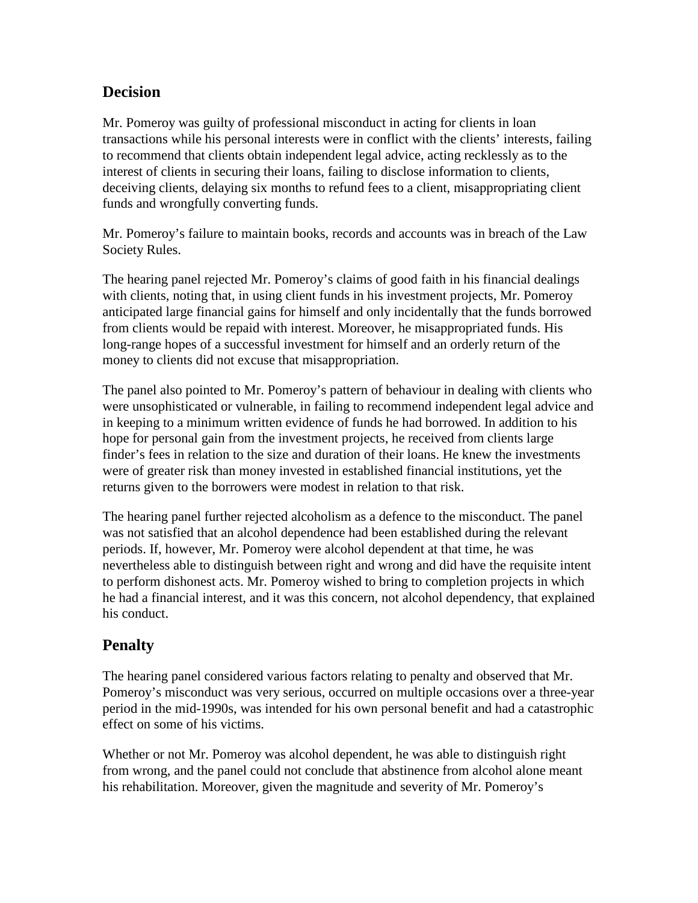## Decision

Mr. Pomeroy was guilty of professional misconduct in acting for clients in loan transactions while his personal interests were in conflict with the clients' interests, failing to recommend that clients obtain independent legal advice, acting recklessly as to the interest of clients in securing their loans, failing to disclose information to clients, deceiving clients, delaying six months to refund fees to a client, misappropriating client funds and wrongfully converting funds.

Mr. Pomeroy's failure to maintain books, records and accounts was in breach of the Law Society Rules.

The hearing panel rejected Mr. Pomeroy's claims of good faith in his financial dealings with clients, noting that, in using client funds in his investment projects, Mr. Pomeroy anticipated large financial gains for himself and only incidentally that the funds borrowed from clients would be repaid with interest. Moreover, he misappropriated funds. His long-range hopes of a successful investment for himself and an orderly return of the money to clients did not excuse that misappropriation.

The panel also pointed to Mr. Pomeroy's pattern of behaviour in dealing with clients who were unsophisticated or vulnerable, in failing to recommend independent legal advice and in keeping to a minimum written evidence of funds he had borrowed. In addition to his hope for personal gain from the investment projects, he received from clients large finder's fees in relation to the size and duration of their loans. He knew the investments were of greater risk than money invested in established financial institutions, yet the returns given to the borrowers were modest in relation to that risk.

The hearing panel further rejected alcoholism as a defence to the misconduct. The panel was not satisfied that an alcohol dependence had been established during the relevant periods. If, however, Mr. Pomeroy were alcohol dependent at that time, he was nevertheless able to distinguish between right and wrong and did have the requisite intent to perform dishonest acts. Mr. Pomeroy wished to bring to completion projects in which he had a financial interest, and it was this concern, not alcohol dependency, that explained his conduct.

## Penalty

The hearing panel considered various factors relating to penalty and observed that Mr. Pomeroy's misconduct was very serious, occurred on multiple occasions over a three-year period in the mid-1990s, was intended for his own personal benefit and had a catastrophic effect on some of his victims.

Whether or not Mr. Pomeroy was alcohol dependent, he was able to distinguish right from wrong, and the panel could not conclude that abstinence from alcohol alone meant his rehabilitation. Moreover, given the magnitude and severity of Mr. Pomeroy's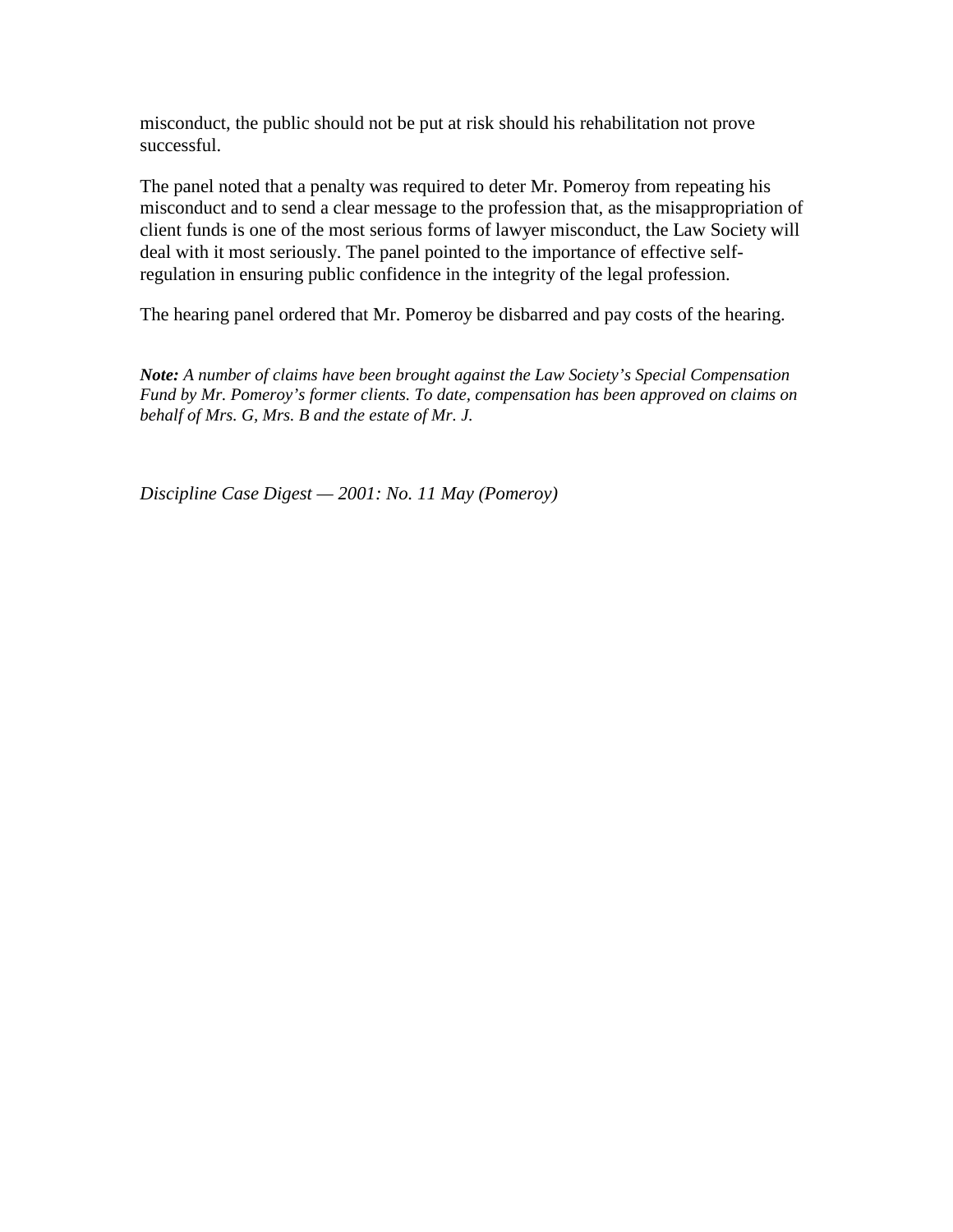misconduct, the public should not be put at risk should his rehabilitation not prove successful.

The panel noted that a penalty was required to deter Mr. Pomeroy from repeating his misconduct and to send a clear message to the profession that, as the misappropriation of client funds is one of the most serious forms of lawyer misconduct, the Law Society will deal with it most seriously. The panel pointed to the importance of effective self-regulation in ensuring public confidence in the integrity of the legal profession.

The hearing panel ordered that Mr. Pomeroy be disbarred and pay costs of the hearing.

***Note:*** *A number of claims have been brought against the Law Society's Special Compensation Fund by Mr. Pomeroy's former clients. To date, compensation has been approved on claims on behalf of Mrs. G, Mrs. B and the estate of Mr. J.*

*Discipline Case Digest — 2001: No. 11 May (Pomeroy)*